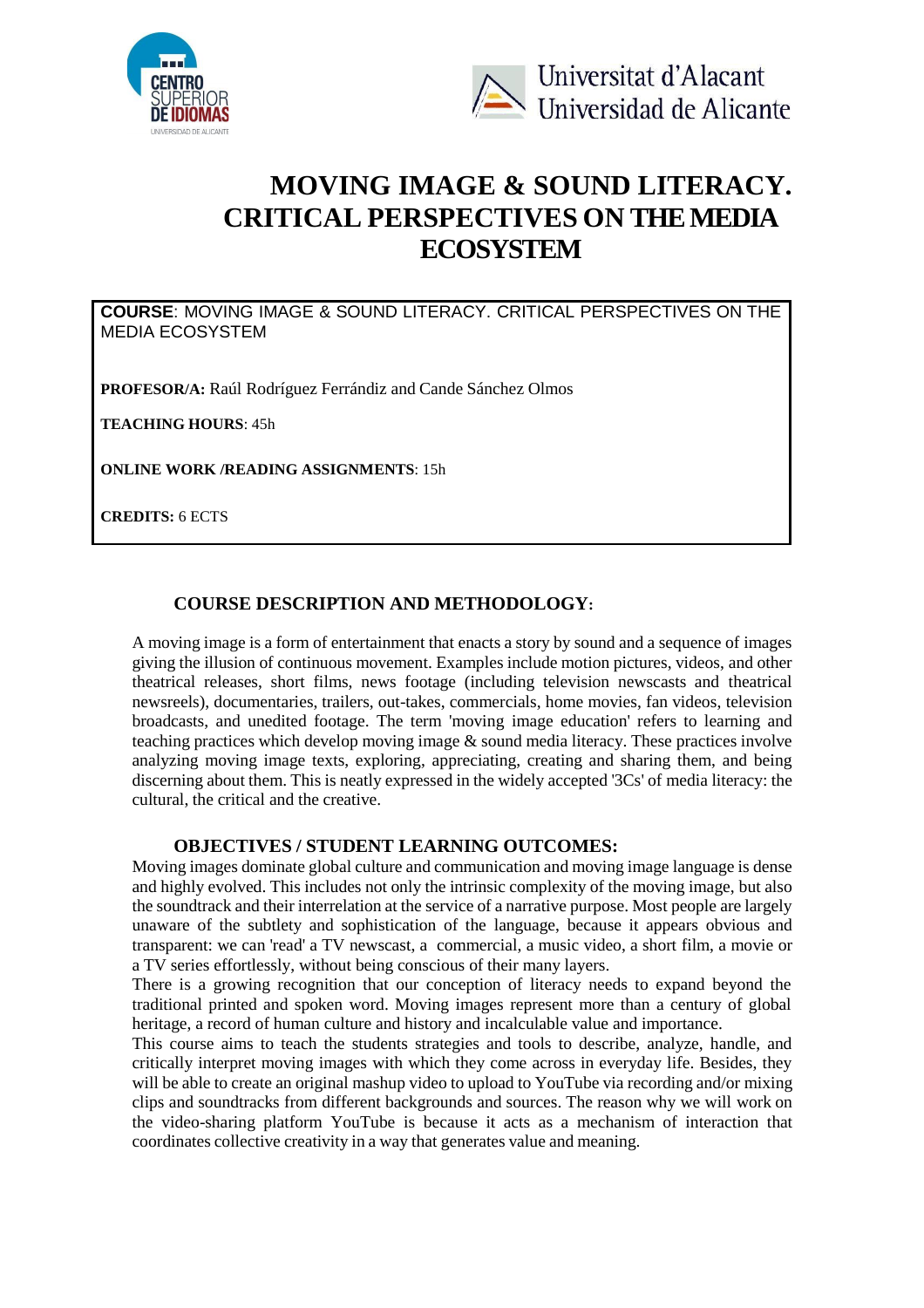# MOVING IMAGE & SOUND LITERACY. CRITICAL PERSPECTIVES ON THE MEDIA ECOSYSTEM

**COURSE**: MOVING IMAGE & SOUND LITERACY. CRITICAL PERSPECTIVES ON THE MEDIA ECOSYSTEM

**PROFESOR/A:** Raúl Rodríguez Ferrándiz and Cande Sánchez Olmos

**TEACHING HOURS**: 45h

**ONLINE WORK /READING ASSIGNMENTS**: 15h

**CREDITS:** 6 ECTS

## COURSE DESCRIPTION AND METHODOLOGY:

A moving image is a form of entertainment that enacts a story by sound and a sequence of images giving the illusion of continuous movement. Examples include motion pictures, videos, and other theatrical releases, short films, news footage (including television newscasts and theatrical newsreels), documentaries, trailers, out-takes, commercials, home movies, fan videos, television broadcasts, and unedited footage. The term 'moving image education' refers to learning and teaching practices which develop moving image & sound media literacy. These practices involve analyzing moving image texts, exploring, appreciating, creating and sharing them, and being discerning about them. This is neatly expressed in the widely accepted '3Cs' of media literacy: the cultural, the critical and the creative.

## OBJECTIVES / STUDENT LEARNING OUTCOMES:

Moving images dominate global culture and communication and moving image language is dense and highly evolved. This includes not only the intrinsic complexity of the moving image, but also the soundtrack and their interrelation at the service of a narrative purpose. Most people are largely unaware of the subtlety and sophistication of the language, because it appears obvious and transparent: we can 'read' a TV newscast, a commercial, a music video, a short film, a movie or a TV series effortlessly, without being conscious of their many layers.

There is a growing recognition that our conception of literacy needs to expand beyond the traditional printed and spoken word. Moving images represent more than a century of global heritage, a record of human culture and history and incalculable value and importance.

This course aims to teach the students strategies and tools to describe, analyze, handle, and critically interpret moving images with which they come across in everyday life. Besides, they will be able to create an original mashup video to upload to YouTube via recording and/or mixing clips and soundtracks from different backgrounds and sources. The reason why we will work on the video-sharing platform YouTube is because it acts as a mechanism of interaction that coordinates collective creativity in a way that generates value and meaning.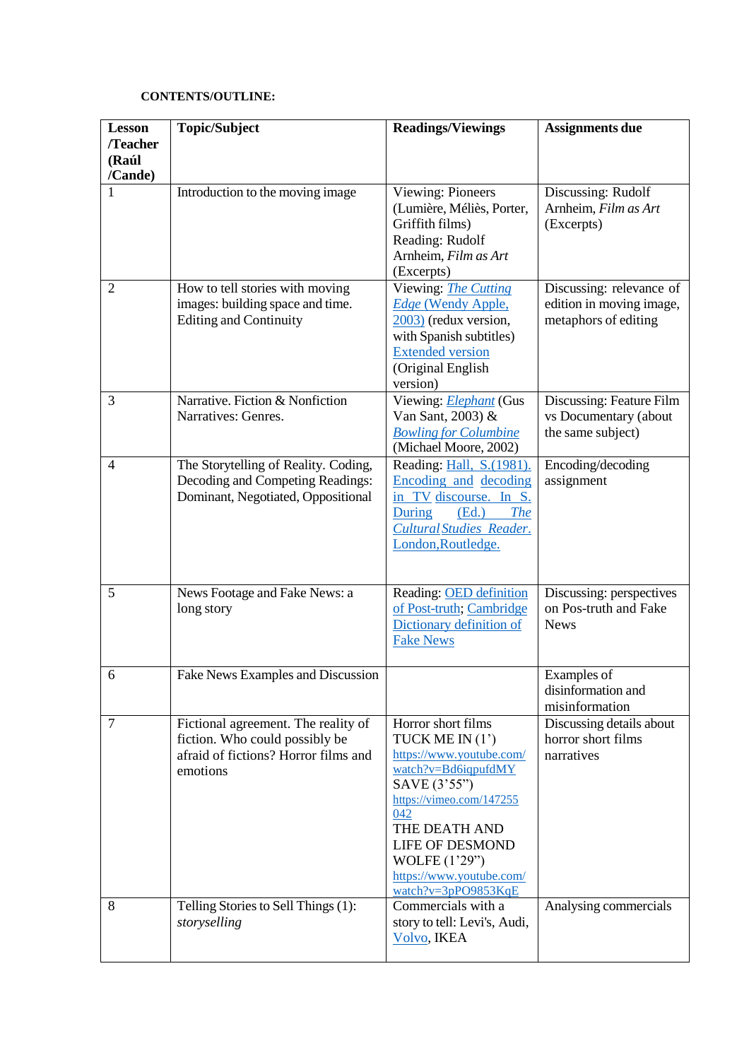**CONTENTS/OUTLINE:**

| Lesson /Teacher (Raúl /Cande) | Topic/Subject | Readings/Viewings | Assignments due |
|---|---|---|---|
| 1 | Introduction to the moving image | Viewing: Pioneers (Lumière, Méliès, Porter, Griffith films) Reading: Rudolf Arnheim, *Film as Art* (Excerpts) | Discussing: Rudolf Arnheim, *Film as Art* (Excerpts) |
| 2 | How to tell stories with moving images: building space and time. Editing and Continuity | Viewing: *The Cutting Edge* (Wendy Apple, 2003) (redux version, with Spanish subtitles) Extended version (Original English version) | Discussing: relevance of edition in moving image, metaphors of editing |
| 3 | Narrative. Fiction & Nonfiction Narratives: Genres. | Viewing: *Elephant* (Gus Van Sant, 2003) & *Bowling for Columbine* (Michael Moore, 2002) | Discussing: Feature Film vs Documentary (about the same subject) |
| 4 | The Storytelling of Reality. Coding, Decoding and Competing Readings: Dominant, Negotiated, Oppositional | Reading: Hall, S.(1981). Encoding and decoding in TV discourse. In S. During (Ed.) *The Cultural Studies Reader*. London,Routledge. | Encoding/decoding assignment |
| 5 | News Footage and Fake News: a long story | Reading: OED definition of Post-truth; Cambridge Dictionary definition of Fake News | Discussing: perspectives on Pos-truth and Fake News |
| 6 | Fake News Examples and Discussion | | Examples of disinformation and misinformation |
| 7 | Fictional agreement. The reality of fiction. Who could possibly be afraid of fictions? Horror films and emotions | Horror short films TUCK ME IN (1') https://www.youtube.com/watch?v=Bd6iqpufdMY SAVE (3'55") https://vimeo.com/147255042 THE DEATH AND LIFE OF DESMOND WOLFE (1'29") https://www.youtube.com/watch?v=3pPO9853KqE | Discussing details about horror short films narratives |
| 8 | Telling Stories to Sell Things (1): *storyselling* | Commercials with a story to tell: Levi's, Audi, Volvo, IKEA | Analysing commercials |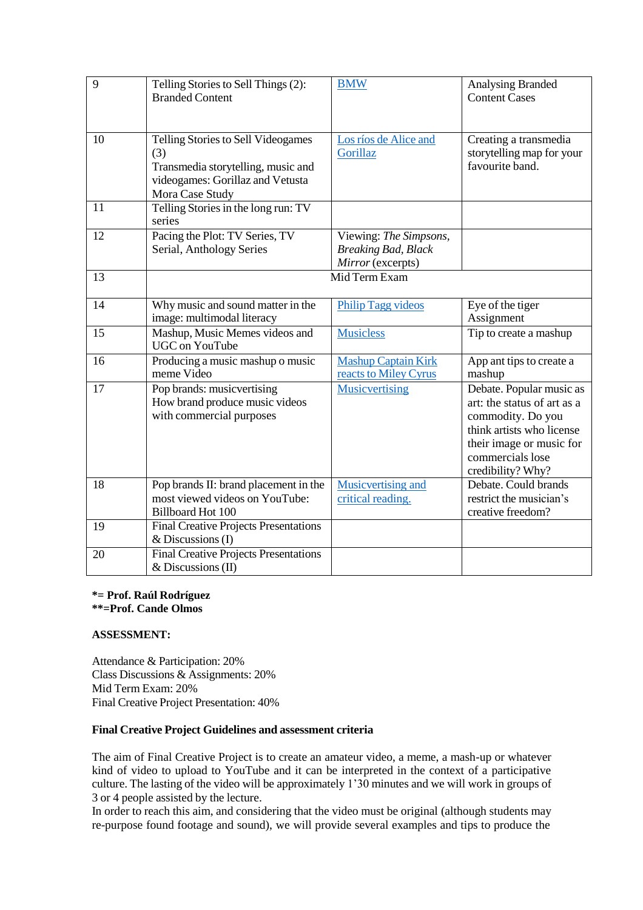| 9 | Telling Stories to Sell Things (2): Branded Content | BMW | Analysing Branded Content Cases |
|---|---|---|---|
| 10 | Telling Stories to Sell Videogames (3)<br>Transmedia storytelling, music and videogames: Gorillaz and Vetusta Mora Case Study | Los ríos de Alice and Gorillaz | Creating a transmedia storytelling map for your favourite band. |
| 11 | Telling Stories in the long run: TV series | | |
| 12 | Pacing the Plot: TV Series, TV Serial, Anthology Series | Viewing: *The Simpsons*, *Breaking Bad*, *Black Mirror* (excerpts) | |
| 13 | Mid Term Exam | | |
| 14 | Why music and sound matter in the image: multimodal literacy | Philip Tagg videos | Eye of the tiger Assignment |
| 15 | Mashup, Music Memes videos and UGC on YouTube | Musicless | Tip to create a mashup |
| 16 | Producing a music mashup o music meme Video | Mashup Captain Kirk reacts to Miley Cyrus | App ant tips to create a mashup |
| 17 | Pop brands: musicvertising<br>How brand produce music videos with commercial purposes | Musicvertising | Debate. Popular music as art: the status of art as a commodity. Do you think artists who license their image or music for commercials lose credibility? Why? |
| 18 | Pop brands II: brand placement in the most viewed videos on YouTube: Billboard Hot 100 | Musicvertising and critical reading. | Debate. Could brands restrict the musician's creative freedom? |
| 19 | Final Creative Projects Presentations & Discussions (I) | | |
| 20 | Final Creative Projects Presentations & Discussions (II) | | |

**\*= Prof. Raúl Rodríguez**
**\*\*=Prof. Cande Olmos**

**ASSESSMENT:**

Attendance & Participation: 20%
Class Discussions & Assignments: 20%
Mid Term Exam: 20%
Final Creative Project Presentation: 40%

**Final Creative Project Guidelines and assessment criteria**

The aim of Final Creative Project is to create an amateur video, a meme, a mash-up or whatever kind of video to upload to YouTube and it can be interpreted in the context of a participative culture. The lasting of the video will be approximately 1'30 minutes and we will work in groups of 3 or 4 people assisted by the lecture.
In order to reach this aim, and considering that the video must be original (although students may re-purpose found footage and sound), we will provide several examples and tips to produce the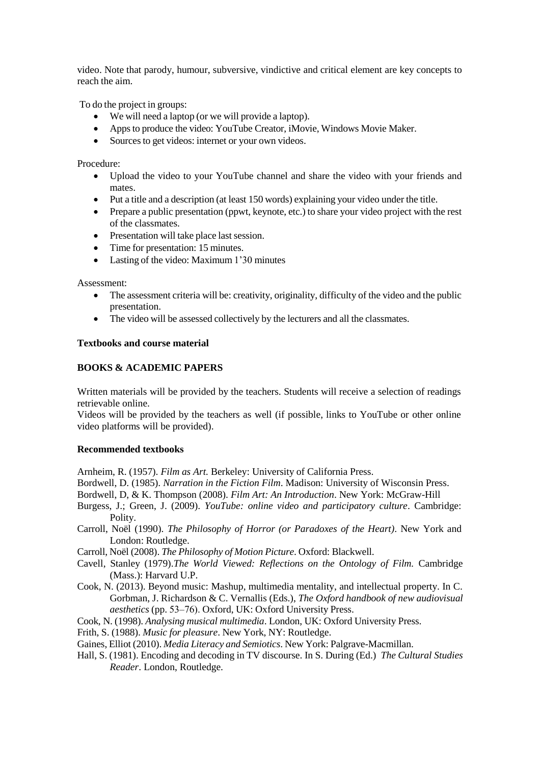video. Note that parody, humour, subversive, vindictive and critical element are key concepts to reach the aim.

To do the project in groups:

- We will need a laptop (or we will provide a laptop).
- Apps to produce the video: YouTube Creator, iMovie, Windows Movie Maker.
- Sources to get videos: internet or your own videos.

Procedure:

- Upload the video to your YouTube channel and share the video with your friends and mates.
- Put a title and a description (at least 150 words) explaining your video under the title.
- Prepare a public presentation (ppwt, keynote, etc.) to share your video project with the rest of the classmates.
- Presentation will take place last session.
- Time for presentation: 15 minutes.
- Lasting of the video: Maximum 1'30 minutes

Assessment:

- The assessment criteria will be: creativity, originality, difficulty of the video and the public presentation.
- The video will be assessed collectively by the lecturers and all the classmates.

**Textbooks and course material**

**BOOKS & ACADEMIC PAPERS**

Written materials will be provided by the teachers. Students will receive a selection of readings retrievable online.
Videos will be provided by the teachers as well (if possible, links to YouTube or other online video platforms will be provided).

**Recommended textbooks**

Arnheim, R. (1957). *Film as Art.* Berkeley: University of California Press.
Bordwell, D. (1985). *Narration in the Fiction Film*. Madison: University of Wisconsin Press.
Bordwell, D, & K. Thompson (2008). *Film Art: An Introduction*. New York: McGraw-Hill
Burgess, J.; Green, J. (2009). *YouTube: online video and participatory culture*. Cambridge: Polity.
Carroll, Noël (1990). *The Philosophy of Horror (or Paradoxes of the Heart)*. New York and London: Routledge.
Carroll, Noël (2008). *The Philosophy of Motion Picture*. Oxford: Blackwell.
Cavell, Stanley (1979).*The World Viewed: Reflections on the Ontology of Film.* Cambridge (Mass.): Harvard U.P.
Cook, N. (2013). Beyond music: Mashup, multimedia mentality, and intellectual property. In C. Gorbman, J. Richardson & C. Vernallis (Eds.), *The Oxford handbook of new audiovisual aesthetics* (pp. 53–76). Oxford, UK: Oxford University Press.
Cook, N. (1998). *Analysing musical multimedia*. London, UK: Oxford University Press.
Frith, S. (1988). *Music for pleasure*. New York, NY: Routledge.
Gaines, Elliot (2010). *Media Literacy and Semiotics*. New York: Palgrave-Macmillan.
Hall, S. (1981). Encoding and decoding in TV discourse. In S. During (Ed.) *The Cultural Studies Reader*. London, Routledge.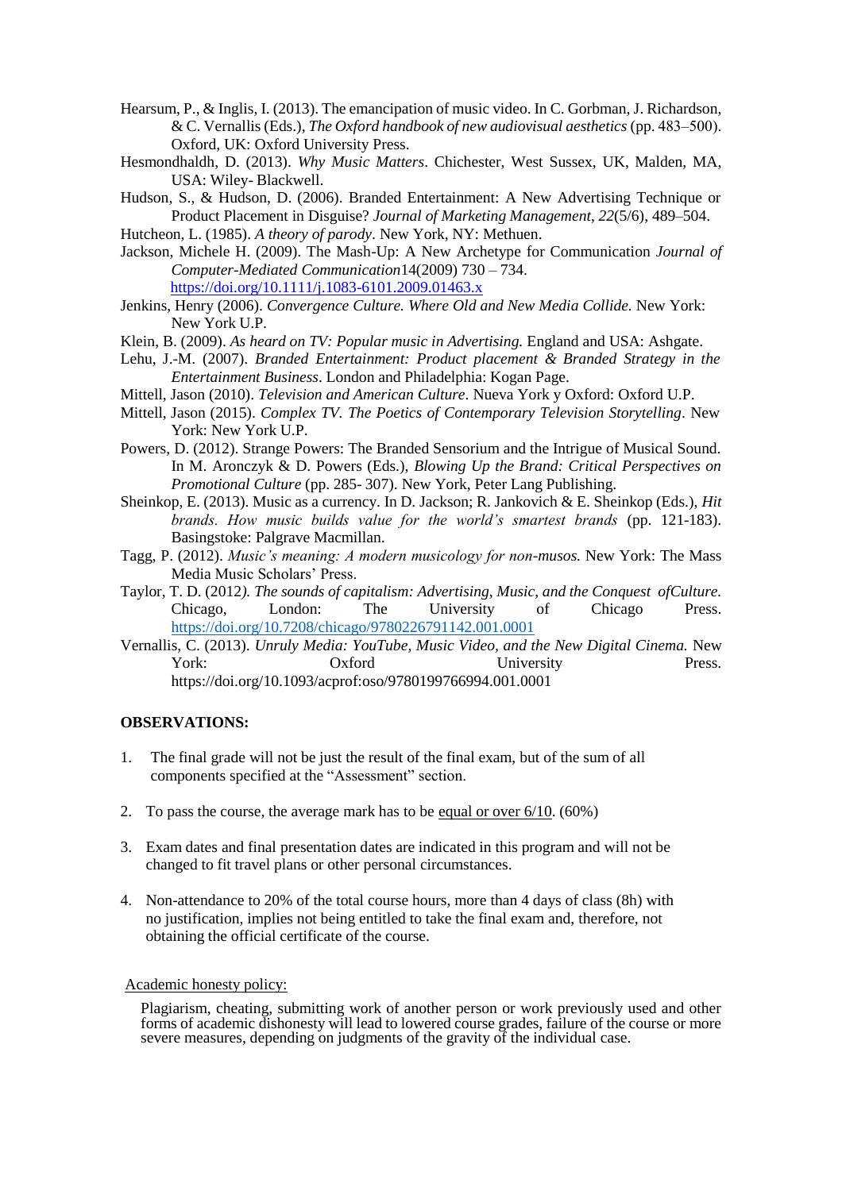Hearsum, P., & Inglis, I. (2013). The emancipation of music video. In C. Gorbman, J. Richardson, & C. Vernallis (Eds.), *The Oxford handbook of new audiovisual aesthetics* (pp. 483–500). Oxford, UK: Oxford University Press.

Hesmondhaldh, D. (2013). *Why Music Matters*. Chichester, West Sussex, UK, Malden, MA, USA: Wiley- Blackwell.

Hudson, S., & Hudson, D. (2006). Branded Entertainment: A New Advertising Technique or Product Placement in Disguise? *Journal of Marketing Management*, *22*(5/6), 489–504.

Hutcheon, L. (1985). *A theory of parody*. New York, NY: Methuen.

Jackson, Michele H. (2009). The Mash-Up: A New Archetype for Communication *Journal of Computer-Mediated Communication*14(2009) 730 – 734. https://doi.org/10.1111/j.1083-6101.2009.01463.x

Jenkins, Henry (2006). *Convergence Culture. Where Old and New Media Collide.* New York: New York U.P.

Klein, B. (2009). *As heard on TV: Popular music in Advertising.* England and USA: Ashgate.

Lehu, J.-M. (2007). *Branded Entertainment: Product placement & Branded Strategy in the Entertainment Business*. London and Philadelphia: Kogan Page.

Mittell, Jason (2010). *Television and American Culture*. Nueva York y Oxford: Oxford U.P.

Mittell, Jason (2015). *Complex TV. The Poetics of Contemporary Television Storytelling*. New York: New York U.P.

Powers, D. (2012). Strange Powers: The Branded Sensorium and the Intrigue of Musical Sound. In M. Aronczyk & D. Powers (Eds.), *Blowing Up the Brand: Critical Perspectives on Promotional Culture* (pp. 285- 307). New York, Peter Lang Publishing.

Sheinkop, E. (2013). Music as a currency. In D. Jackson; R. Jankovich & E. Sheinkop (Eds.), *Hit brands. How music builds value for the world's smartest brands* (pp. 121-183). Basingstoke: Palgrave Macmillan.

Tagg, P. (2012). *Music's meaning: A modern musicology for non-musos.* New York: The Mass Media Music Scholars' Press.

Taylor, T. D. (2012*). The sounds of capitalism: Advertising, Music, and the Conquest ofCulture.* Chicago, London: The University of Chicago Press. https://doi.org/10.7208/chicago/9780226791142.001.0001

Vernallis, C. (2013). *Unruly Media: YouTube, Music Video, and the New Digital Cinema.* New York: Oxford University Press. https://doi.org/10.1093/acprof:oso/9780199766994.001.0001

**OBSERVATIONS:**

1. The final grade will not be just the result of the final exam, but of the sum of all components specified at the "Assessment" section.
2. To pass the course, the average mark has to be equal or over 6/10. (60%)
3. Exam dates and final presentation dates are indicated in this program and will not be changed to fit travel plans or other personal circumstances.
4. Non-attendance to 20% of the total course hours, more than 4 days of class (8h) with no justification, implies not being entitled to take the final exam and, therefore, not obtaining the official certificate of the course.

Academic honesty policy:

Plagiarism, cheating, submitting work of another person or work previously used and other forms of academic dishonesty will lead to lowered course grades, failure of the course or more severe measures, depending on judgments of the gravity of the individual case.